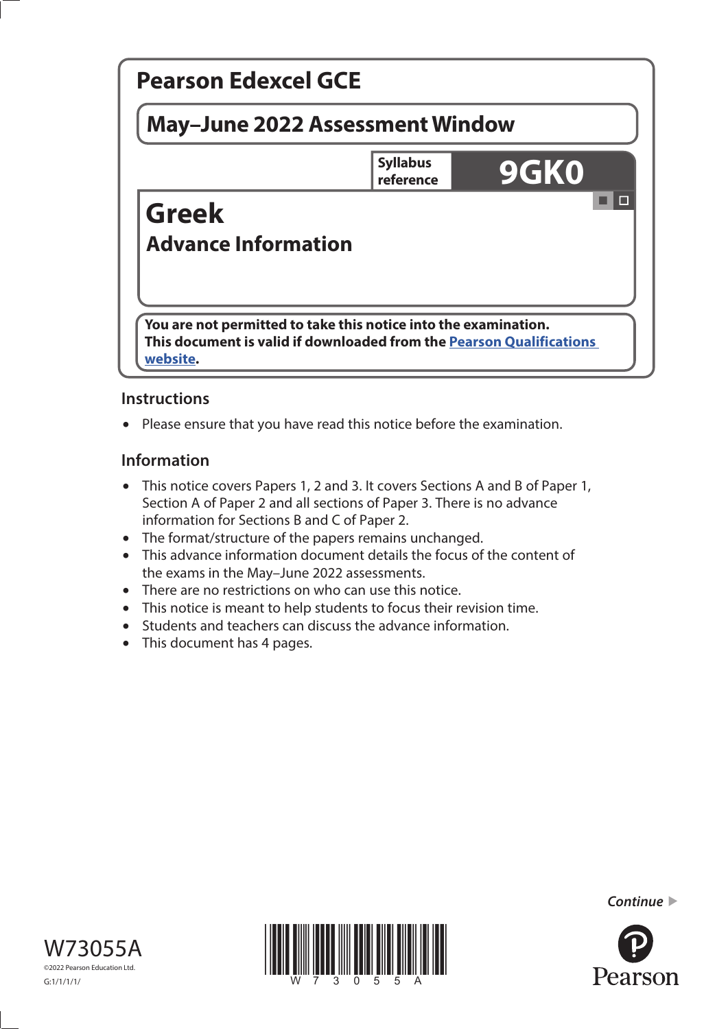# Pearson Edexcel GCE

## May–June 2022 Assessment Window

**Syllabus reference** **9GK0**

# Greek

## Advance Information

**You are not permitted to take this notice into the examination.**
**This document is valid if downloaded from the Pearson Qualifications website.**

### Instructions

- Please ensure that you have read this notice before the examination.

### Information

- This notice covers Papers 1, 2 and 3. It covers Sections A and B of Paper 1, Section A of Paper 2 and all sections of Paper 3. There is no advance information for Sections B and C of Paper 2.
- The format/structure of the papers remains unchanged.
- This advance information document details the focus of the content of the exams in the May–June 2022 assessments.
- There are no restrictions on who can use this notice.
- This notice is meant to help students to focus their revision time.
- Students and teachers can discuss the advance information.
- This document has 4 pages.

*Continue* ▶

W73055A

©2022 Pearson Education Ltd.

G:1/1/1/1/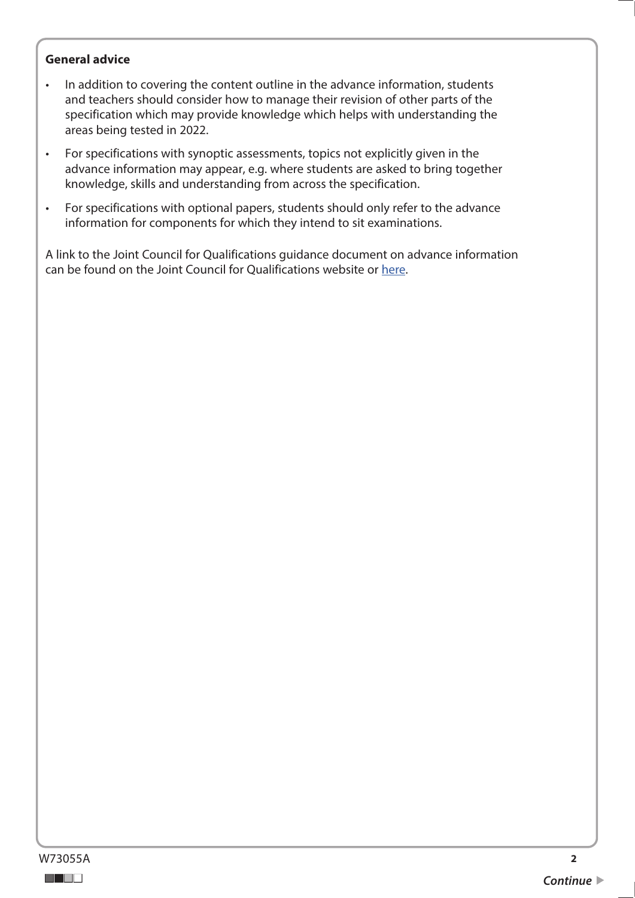**General advice**

- In addition to covering the content outline in the advance information, students and teachers should consider how to manage their revision of other parts of the specification which may provide knowledge which helps with understanding the areas being tested in 2022.
- For specifications with synoptic assessments, topics not explicitly given in the advance information may appear, e.g. where students are asked to bring together knowledge, skills and understanding from across the specification.
- For specifications with optional papers, students should only refer to the advance information for components for which they intend to sit examinations.

A link to the Joint Council for Qualifications guidance document on advance information can be found on the Joint Council for Qualifications website or here.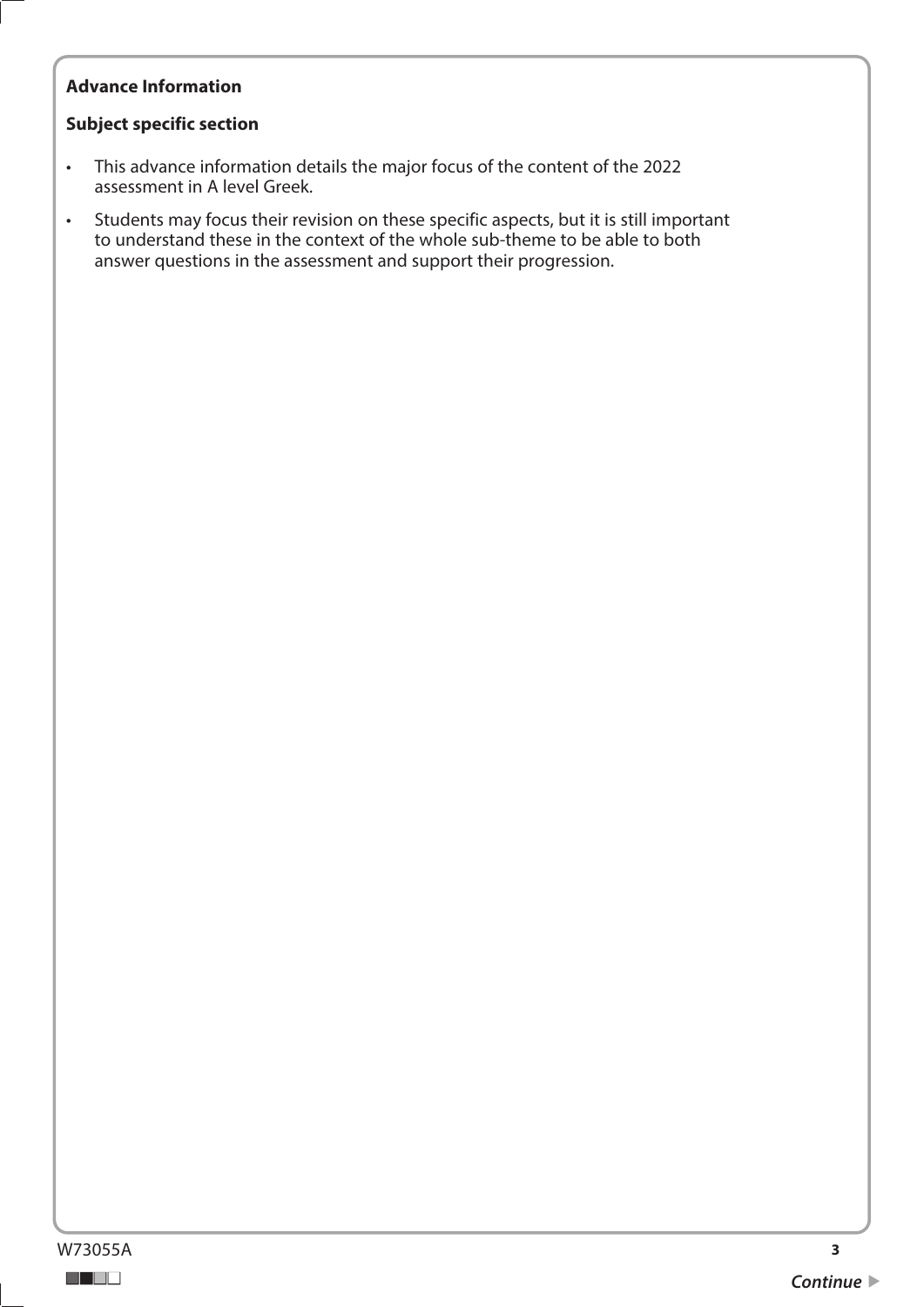**Advance Information**

**Subject specific section**

- This advance information details the major focus of the content of the 2022 assessment in A level Greek.
- Students may focus their revision on these specific aspects, but it is still important to understand these in the context of the whole sub-theme to be able to both answer questions in the assessment and support their progression.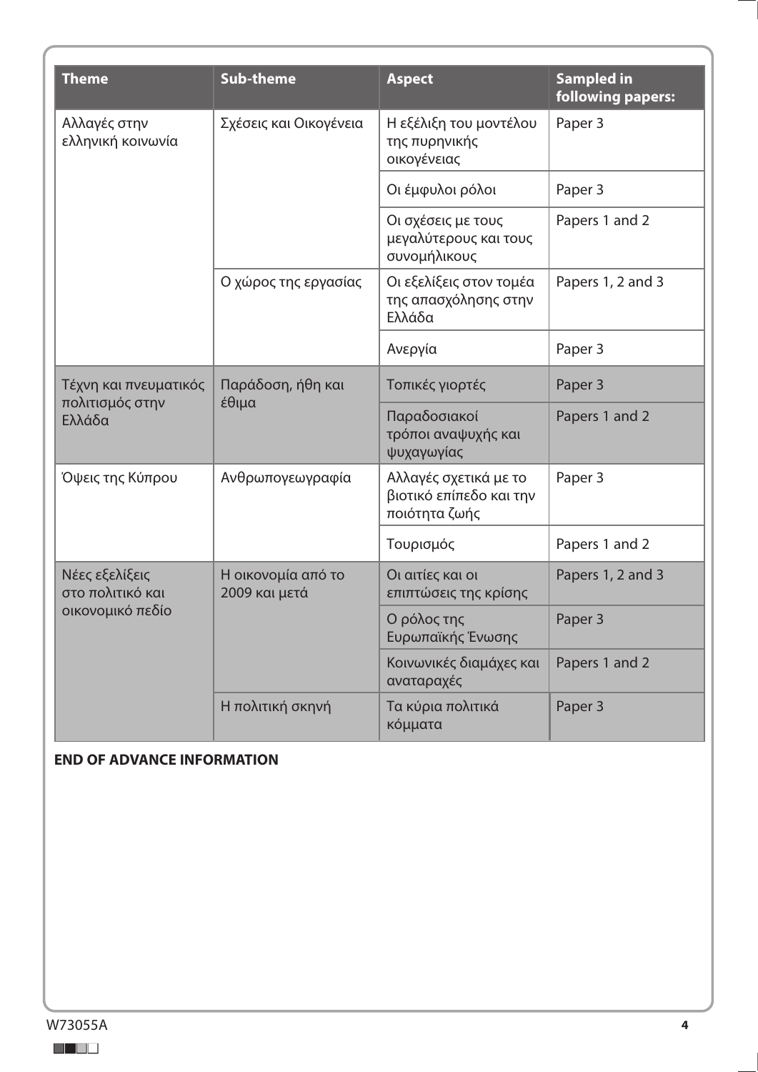| Theme | Sub-theme | Aspect | Sampled in following papers: |
|---|---|---|---|
| Αλλαγές στην ελληνική κοινωνία | Σχέσεις και Οικογένεια | Η εξέλιξη του μοντέλου της πυρηνικής οικογένειας | Paper 3 |
| | | Οι έμφυλοι ρόλοι | Paper 3 |
| | | Οι σχέσεις με τους μεγαλύτερους και τους συνομήλικους | Papers 1 and 2 |
| | Ο χώρος της εργασίας | Οι εξελίξεις στον τομέα της απασχόλησης στην Ελλάδα | Papers 1, 2 and 3 |
| | | Ανεργία | Paper 3 |
| Τέχνη και πνευματικός πολιτισμός στην Ελλάδα | Παράδοση, ήθη και έθιμα | Τοπικές γιορτές | Paper 3 |
| | | Παραδοσιακοί τρόποι αναψυχής και ψυχαγωγίας | Papers 1 and 2 |
| Όψεις της Κύπρου | Ανθρωπογεωγραφία | Αλλαγές σχετικά με το βιοτικό επίπεδο και την ποιότητα ζωής | Paper 3 |
| | | Τουρισμός | Papers 1 and 2 |
| Νέες εξελίξεις στο πολιτικό και οικονομικό πεδίο | Η οικονομία από το 2009 και μετά | Οι αιτίες και οι επιπτώσεις της κρίσης | Papers 1, 2 and 3 |
| | | Ο ρόλος της Ευρωπαϊκής Ένωσης | Paper 3 |
| | | Κοινωνικές διαμάχες και αναταραχές | Papers 1 and 2 |
| | Η πολιτική σκηνή | Τα κύρια πολιτικά κόμματα | Paper 3 |

**END OF ADVANCE INFORMATION**

W73055A